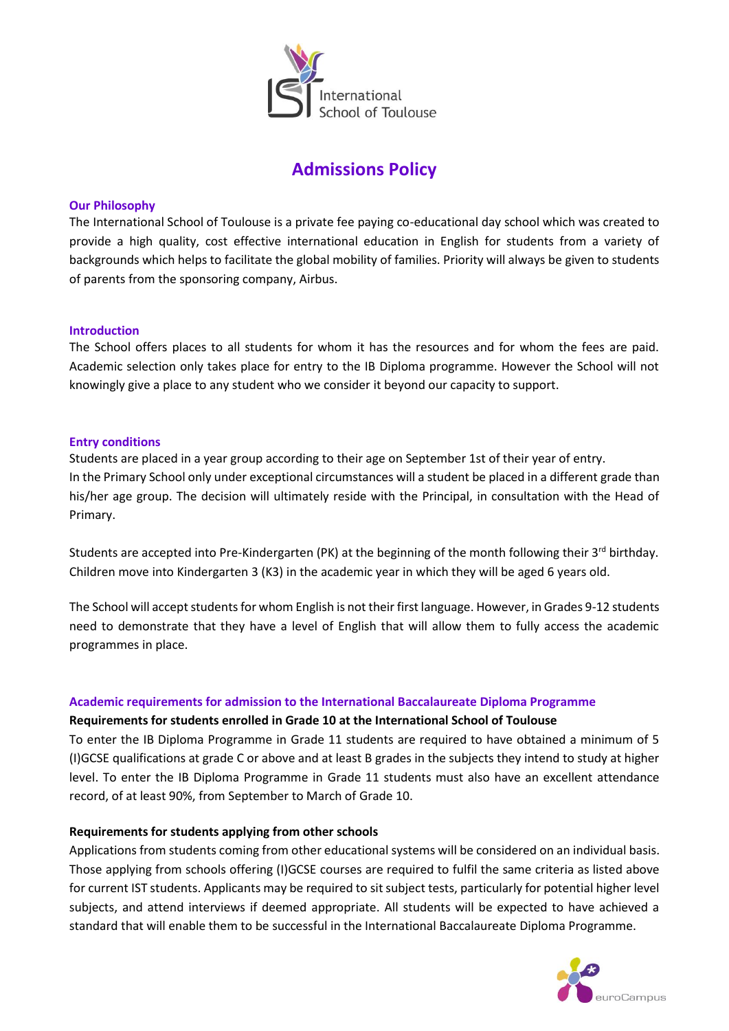# Admissions Policy

## Our Philosophy

The International School of Toulouse is a private fee paying co-educational day school which was created to provide a high quality, cost effective international education in English for students from a variety of backgrounds which helps to facilitate the global mobility of families. Priority will always be given to students of parents from the sponsoring company, Airbus.

## Introduction

The School offers places to all students for whom it has the resources and for whom the fees are paid. Academic selection only takes place for entry to the IB Diploma programme. However the School will not knowingly give a place to any student who we consider it beyond our capacity to support.

## Entry conditions

Students are placed in a year group according to their age on September 1st of their year of entry.
In the Primary School only under exceptional circumstances will a student be placed in a different grade than his/her age group. The decision will ultimately reside with the Principal, in consultation with the Head of Primary.

Students are accepted into Pre-Kindergarten (PK) at the beginning of the month following their 3rd birthday. Children move into Kindergarten 3 (K3) in the academic year in which they will be aged 6 years old.

The School will accept students for whom English is not their first language. However, in Grades 9-12 students need to demonstrate that they have a level of English that will allow them to fully access the academic programmes in place.

## Academic requirements for admission to the International Baccalaureate Diploma Programme

**Requirements for students enrolled in Grade 10 at the International School of Toulouse**

To enter the IB Diploma Programme in Grade 11 students are required to have obtained a minimum of 5 (I)GCSE qualifications at grade C or above and at least B grades in the subjects they intend to study at higher level. To enter the IB Diploma Programme in Grade 11 students must also have an excellent attendance record, of at least 90%, from September to March of Grade 10.

**Requirements for students applying from other schools**

Applications from students coming from other educational systems will be considered on an individual basis. Those applying from schools offering (I)GCSE courses are required to fulfil the same criteria as listed above for current IST students. Applicants may be required to sit subject tests, particularly for potential higher level subjects, and attend interviews if deemed appropriate. All students will be expected to have achieved a standard that will enable them to be successful in the International Baccalaureate Diploma Programme.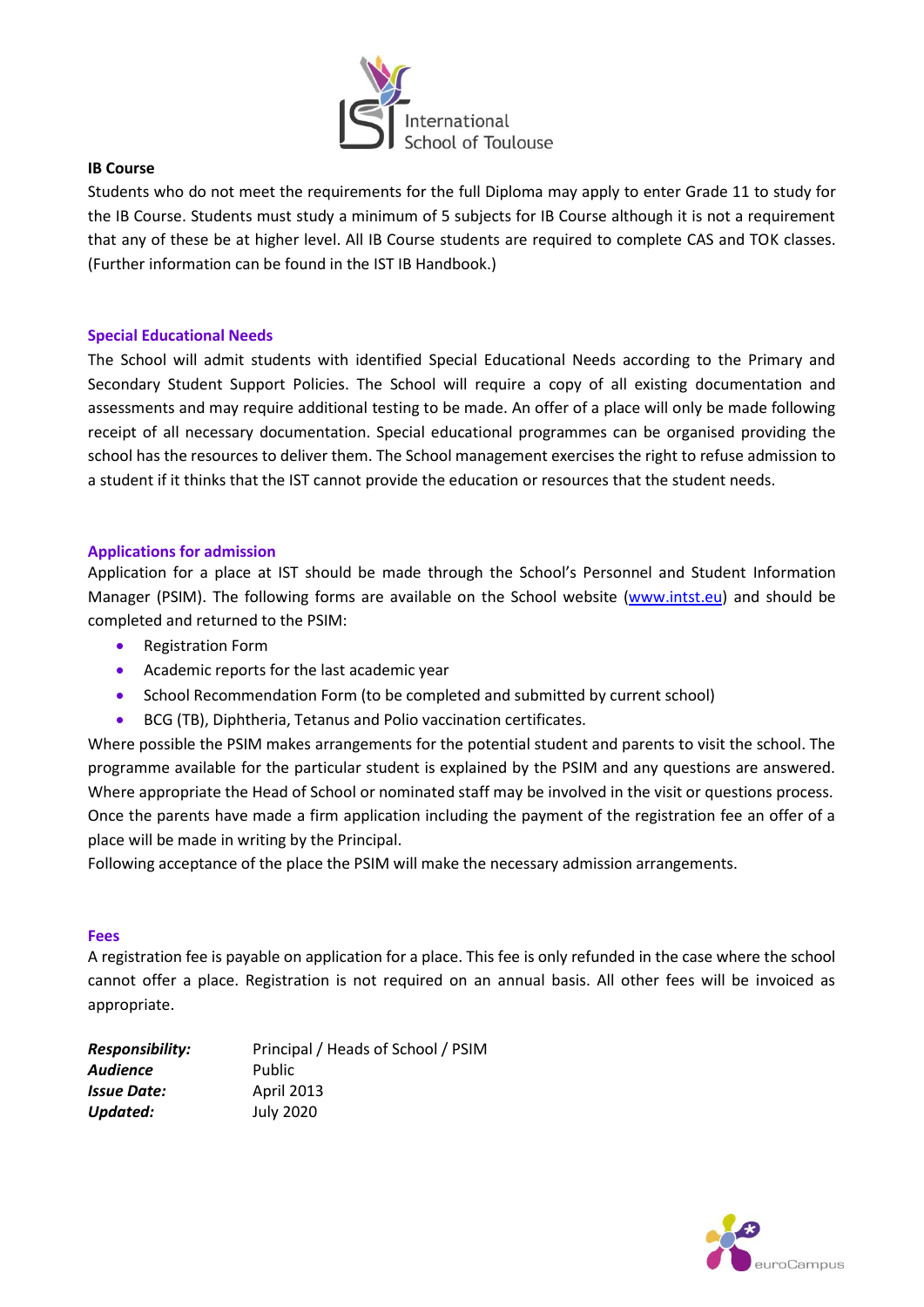### IB Course

Students who do not meet the requirements for the full Diploma may apply to enter Grade 11 to study for the IB Course. Students must study a minimum of 5 subjects for IB Course although it is not a requirement that any of these be at higher level. All IB Course students are required to complete CAS and TOK classes. (Further information can be found in the IST IB Handbook.)

### Special Educational Needs

The School will admit students with identified Special Educational Needs according to the Primary and Secondary Student Support Policies. The School will require a copy of all existing documentation and assessments and may require additional testing to be made. An offer of a place will only be made following receipt of all necessary documentation. Special educational programmes can be organised providing the school has the resources to deliver them. The School management exercises the right to refuse admission to a student if it thinks that the IST cannot provide the education or resources that the student needs.

### Applications for admission

Application for a place at IST should be made through the School's Personnel and Student Information Manager (PSIM). The following forms are available on the School website (www.intst.eu) and should be completed and returned to the PSIM:

- Registration Form
- Academic reports for the last academic year
- School Recommendation Form (to be completed and submitted by current school)
- BCG (TB), Diphtheria, Tetanus and Polio vaccination certificates.

Where possible the PSIM makes arrangements for the potential student and parents to visit the school. The programme available for the particular student is explained by the PSIM and any questions are answered. Where appropriate the Head of School or nominated staff may be involved in the visit or questions process. Once the parents have made a firm application including the payment of the registration fee an offer of a place will be made in writing by the Principal.

Following acceptance of the place the PSIM will make the necessary admission arrangements.

### Fees

A registration fee is payable on application for a place. This fee is only refunded in the case where the school cannot offer a place. Registration is not required on an annual basis. All other fees will be invoiced as appropriate.

| | |
|---|---|
| ***Responsibility:*** | Principal / Heads of School / PSIM |
| ***Audience*** | Public |
| ***Issue Date:*** | April 2013 |
| ***Updated:*** | July 2020 |